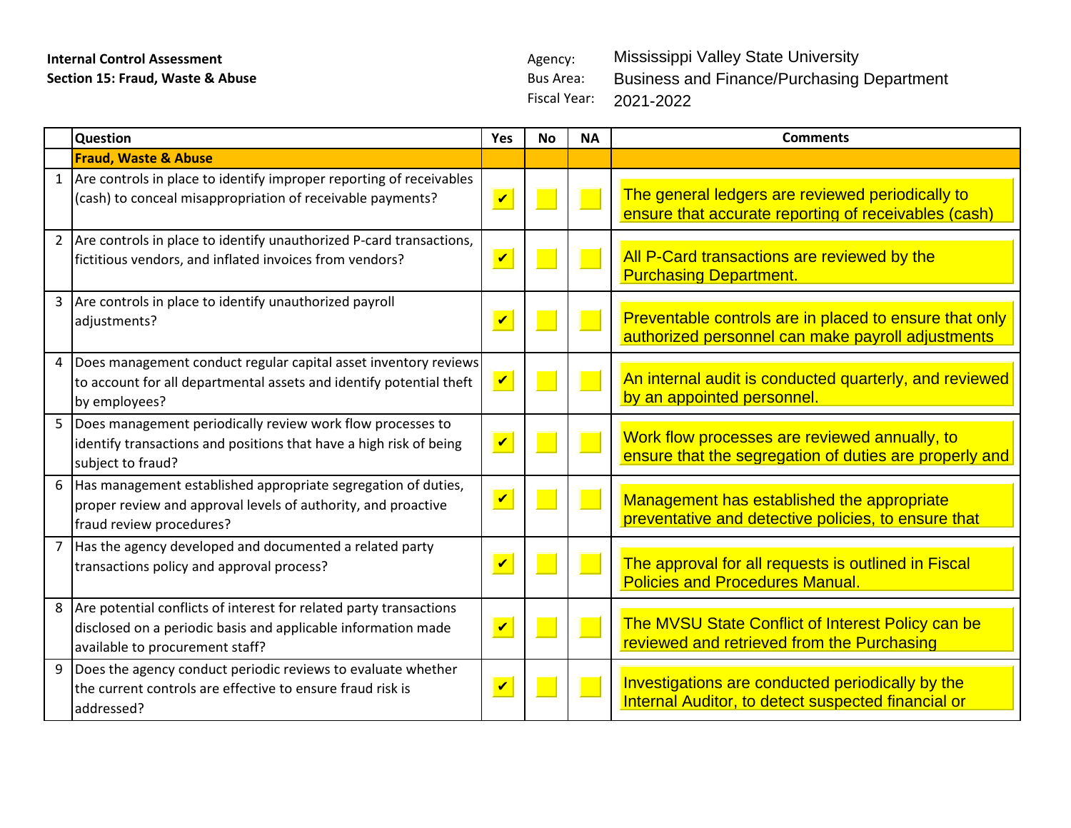**Internal Control Assessment**
**Section 15: Fraud, Waste & Abuse**

Agency: Mississippi Valley State University
Bus Area: Business and Finance/Purchasing Department
Fiscal Year: 2021-2022

| | Question | Yes | No | NA | Comments |
|---|---|---|---|---|---|
| | **Fraud, Waste & Abuse** | | | | |
| 1 | Are controls in place to identify improper reporting of receivables (cash) to conceal misappropriation of receivable payments? | ✔ | | | The general ledgers are reviewed periodically to ensure that accurate reporting of receivables (cash) |
| 2 | Are controls in place to identify unauthorized P-card transactions, fictitious vendors, and inflated invoices from vendors? | ✔ | | | All P-Card transactions are reviewed by the Purchasing Department. |
| 3 | Are controls in place to identify unauthorized payroll adjustments? | ✔ | | | Preventable controls are in placed to ensure that only authorized personnel can make payroll adjustments |
| 4 | Does management conduct regular capital asset inventory reviews to account for all departmental assets and identify potential theft by employees? | ✔ | | | An internal audit is conducted quarterly, and reviewed by an appointed personnel. |
| 5 | Does management periodically review work flow processes to identify transactions and positions that have a high risk of being subject to fraud? | ✔ | | | Work flow processes are reviewed annually, to ensure that the segregation of duties are properly and |
| 6 | Has management established appropriate segregation of duties, proper review and approval levels of authority, and proactive fraud review procedures? | ✔ | | | Management has established the appropriate preventative and detective policies, to ensure that |
| 7 | Has the agency developed and documented a related party transactions policy and approval process? | ✔ | | | The approval for all requests is outlined in Fiscal Policies and Procedures Manual. |
| 8 | Are potential conflicts of interest for related party transactions disclosed on a periodic basis and applicable information made available to procurement staff? | ✔ | | | The MVSU State Conflict of Interest Policy can be reviewed and retrieved from the Purchasing |
| 9 | Does the agency conduct periodic reviews to evaluate whether the current controls are effective to ensure fraud risk is addressed? | ✔ | | | Investigations are conducted periodically by the Internal Auditor, to detect suspected financial or |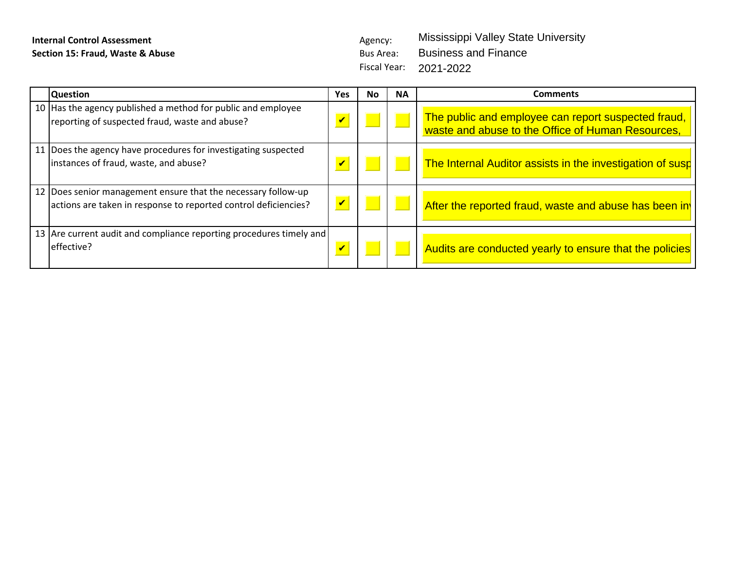**Internal Control Assessment**
**Section 15: Fraud, Waste & Abuse**

Agency: Mississippi Valley State University
Bus Area: Business and Finance
Fiscal Year: 2021-2022

| | Question | Yes | No | NA | Comments |
|---|---|---|---|---|---|
| 10 | Has the agency published a method for public and employee reporting of suspected fraud, waste and abuse? | ✔ | | | The public and employee can report suspected fraud, waste and abuse to the Office of Human Resources, |
| 11 | Does the agency have procedures for investigating suspected instances of fraud, waste, and abuse? | ✔ | | | The Internal Auditor assists in the investigation of susp |
| 12 | Does senior management ensure that the necessary follow-up actions are taken in response to reported control deficiencies? | ✔ | | | After the reported fraud, waste and abuse has been in |
| 13 | Are current audit and compliance reporting procedures timely and effective? | ✔ | | | Audits are conducted yearly to ensure that the policies |